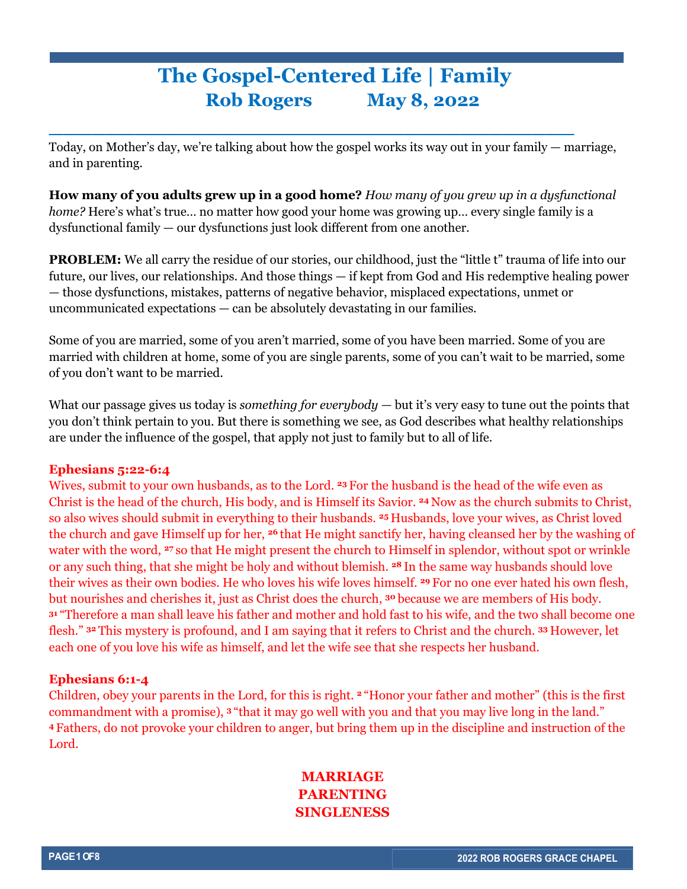# The Gospel-Centered Life | Family
## Rob Rogers May 8, 2022

Today, on Mother's day, we're talking about how the gospel works its way out in your family — marriage, and in parenting.

**How many of you adults grew up in a good home?** *How many of you grew up in a dysfunctional home?* Here's what's true… no matter how good your home was growing up… every single family is a dysfunctional family — our dysfunctions just look different from one another.

**PROBLEM:** We all carry the residue of our stories, our childhood, just the "little t" trauma of life into our future, our lives, our relationships. And those things — if kept from God and His redemptive healing power — those dysfunctions, mistakes, patterns of negative behavior, misplaced expectations, unmet or uncommunicated expectations — can be absolutely devastating in our families.

Some of you are married, some of you aren't married, some of you have been married. Some of you are married with children at home, some of you are single parents, some of you can't wait to be married, some of you don't want to be married.

What our passage gives us today is *something for everybody* — but it's very easy to tune out the points that you don't think pertain to you. But there is something we see, as God describes what healthy relationships are under the influence of the gospel, that apply not just to family but to all of life.

**Ephesians 5:22-6:4**

Wives, submit to your own husbands, as to the Lord. [23] For the husband is the head of the wife even as Christ is the head of the church, His body, and is Himself its Savior. [24] Now as the church submits to Christ, so also wives should submit in everything to their husbands. [25] Husbands, love your wives, as Christ loved the church and gave Himself up for her, [26] that He might sanctify her, having cleansed her by the washing of water with the word, [27] so that He might present the church to Himself in splendor, without spot or wrinkle or any such thing, that she might be holy and without blemish. [28] In the same way husbands should love their wives as their own bodies. He who loves his wife loves himself. [29] For no one ever hated his own flesh, but nourishes and cherishes it, just as Christ does the church, [30] because we are members of His body. [31] "Therefore a man shall leave his father and mother and hold fast to his wife, and the two shall become one flesh." [32] This mystery is profound, and I am saying that it refers to Christ and the church. [33] However, let each one of you love his wife as himself, and let the wife see that she respects her husband.

**Ephesians 6:1-4**

Children, obey your parents in the Lord, for this is right. [2] "Honor your father and mother" (this is the first commandment with a promise), [3] "that it may go well with you and that you may live long in the land." [4] Fathers, do not provoke your children to anger, but bring them up in the discipline and instruction of the Lord.

**MARRIAGE**
**PARENTING**
**SINGLENESS**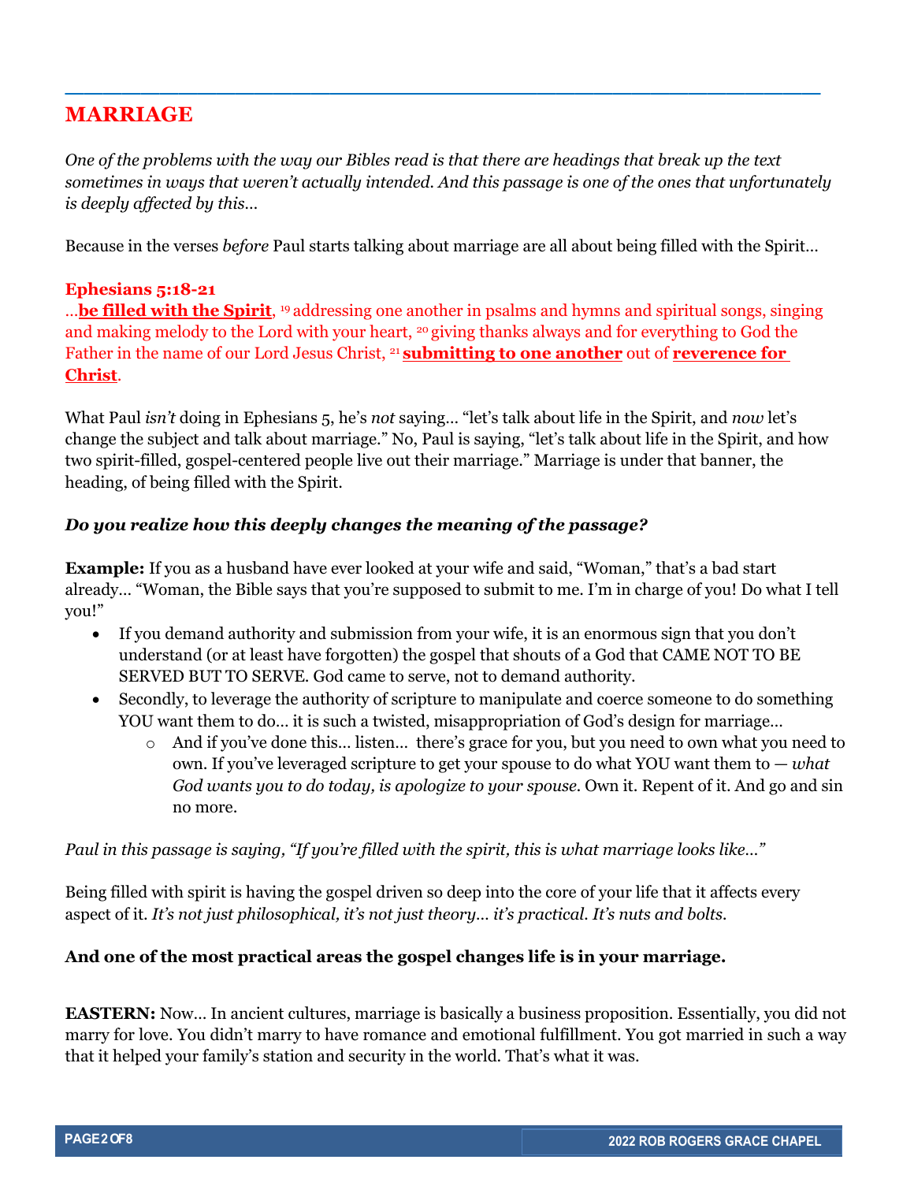## MARRIAGE

*One of the problems with the way our Bibles read is that there are headings that break up the text sometimes in ways that weren't actually intended. And this passage is one of the ones that unfortunately is deeply affected by this…*

Because in the verses *before* Paul starts talking about marriage are all about being filled with the Spirit…

**Ephesians 5:18-21**
…**be filled with the Spirit**, [19] addressing one another in psalms and hymns and spiritual songs, singing and making melody to the Lord with your heart, [20] giving thanks always and for everything to God the Father in the name of our Lord Jesus Christ, [21] **submitting to one another** out of **reverence for Christ**.

What Paul *isn't* doing in Ephesians 5, he's *not* saying… "let's talk about life in the Spirit, and *now* let's change the subject and talk about marriage." No, Paul is saying, "let's talk about life in the Spirit, and how two spirit-filled, gospel-centered people live out their marriage." Marriage is under that banner, the heading, of being filled with the Spirit.

***Do you realize how this deeply changes the meaning of the passage?***

**Example:** If you as a husband have ever looked at your wife and said, "Woman," that's a bad start already… "Woman, the Bible says that you're supposed to submit to me. I'm in charge of you! Do what I tell you!"

- If you demand authority and submission from your wife, it is an enormous sign that you don't understand (or at least have forgotten) the gospel that shouts of a God that CAME NOT TO BE SERVED BUT TO SERVE. God came to serve, not to demand authority.
- Secondly, to leverage the authority of scripture to manipulate and coerce someone to do something YOU want them to do… it is such a twisted, misappropriation of God's design for marriage…
  - And if you've done this… listen… there's grace for you, but you need to own what you need to own. If you've leveraged scripture to get your spouse to do what YOU want them to — *what God wants you to do today, is apologize to your spouse.* Own it. Repent of it. And go and sin no more.

*Paul in this passage is saying, "If you're filled with the spirit, this is what marriage looks like…"*

Being filled with spirit is having the gospel driven so deep into the core of your life that it affects every aspect of it. *It's not just philosophical, it's not just theory… it's practical. It's nuts and bolts.*

**And one of the most practical areas the gospel changes life is in your marriage.**

**EASTERN:** Now… In ancient cultures, marriage is basically a business proposition. Essentially, you did not marry for love. You didn't marry to have romance and emotional fulfillment. You got married in such a way that it helped your family's station and security in the world. That's what it was.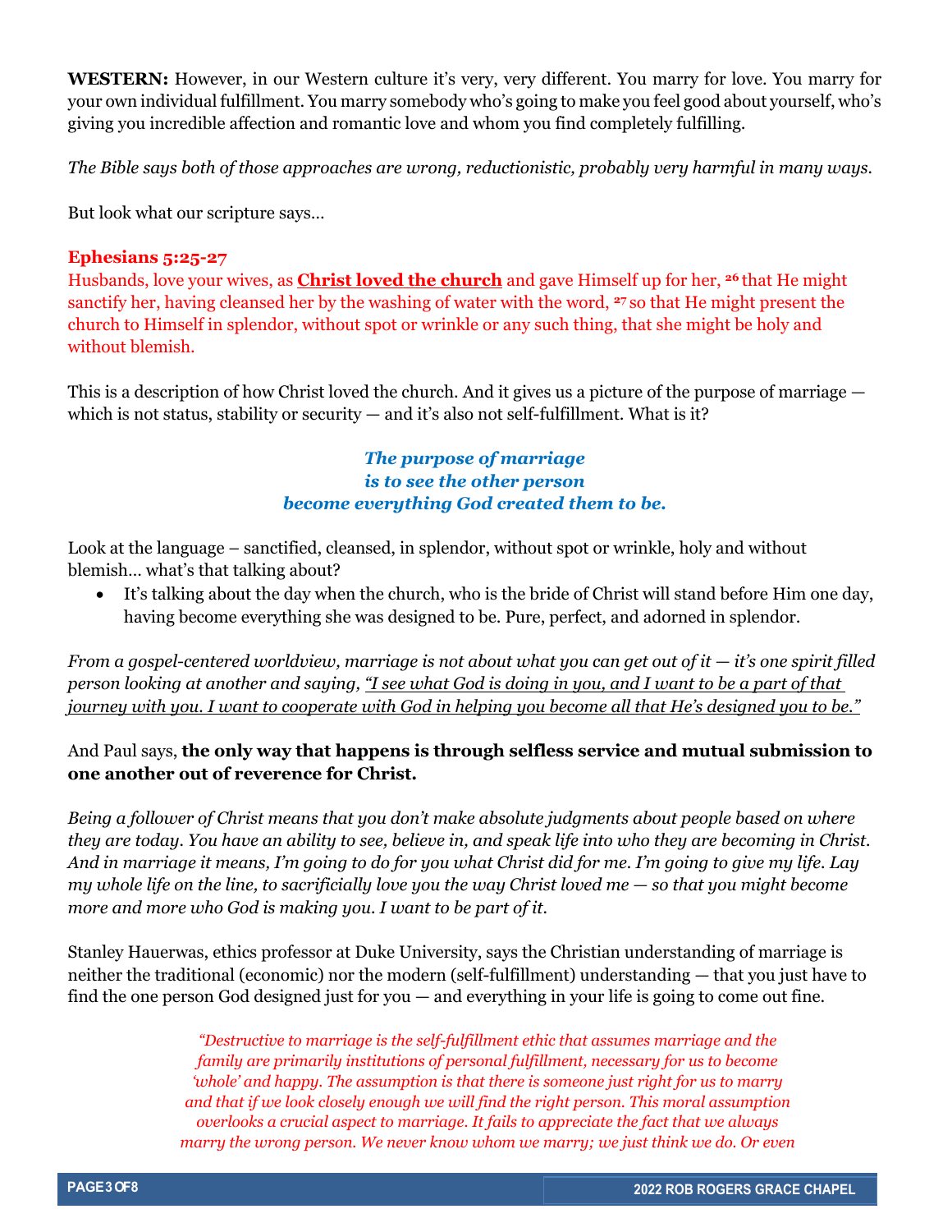**WESTERN:** However, in our Western culture it's very, very different. You marry for love. You marry for your own individual fulfillment. You marry somebody who's going to make you feel good about yourself, who's giving you incredible affection and romantic love and whom you find completely fulfilling.

*The Bible says both of those approaches are wrong, reductionistic, probably very harmful in many ways.*

But look what our scripture says…

**Ephesians 5:25-27**

Husbands, love your wives, as <u>**Christ loved the church**</u> and gave Himself up for her, [26] that He might sanctify her, having cleansed her by the washing of water with the word, [27] so that He might present the church to Himself in splendor, without spot or wrinkle or any such thing, that she might be holy and without blemish.

This is a description of how Christ loved the church. And it gives us a picture of the purpose of marriage — which is not status, stability or security — and it's also not self-fulfillment. What is it?

***The purpose of marriage is to see the other person become everything God created them to be.***

Look at the language – sanctified, cleansed, in splendor, without spot or wrinkle, holy and without blemish… what's that talking about?

- It's talking about the day when the church, who is the bride of Christ will stand before Him one day, having become everything she was designed to be. Pure, perfect, and adorned in splendor.

*From a gospel-centered worldview, marriage is not about what you can get out of it — it's one spirit filled person looking at another and saying, <u>"I see what God is doing in you, and I want to be a part of that journey with you. I want to cooperate with God in helping you become all that He's designed you to be."</u>*

And Paul says, **the only way that happens is through selfless service and mutual submission to one another out of reverence for Christ.**

*Being a follower of Christ means that you don't make absolute judgments about people based on where they are today. You have an ability to see, believe in, and speak life into who they are becoming in Christ. And in marriage it means, I'm going to do for you what Christ did for me. I'm going to give my life. Lay my whole life on the line, to sacrificially love you the way Christ loved me — so that you might become more and more who God is making you. I want to be part of it.*

Stanley Hauerwas, ethics professor at Duke University, says the Christian understanding of marriage is neither the traditional (economic) nor the modern (self-fulfillment) understanding — that you just have to find the one person God designed just for you — and everything in your life is going to come out fine.

> *"Destructive to marriage is the self-fulfillment ethic that assumes marriage and the family are primarily institutions of personal fulfillment, necessary for us to become 'whole' and happy. The assumption is that there is someone just right for us to marry and that if we look closely enough we will find the right person. This moral assumption overlooks a crucial aspect to marriage. It fails to appreciate the fact that we always marry the wrong person. We never know whom we marry; we just think we do. Or even*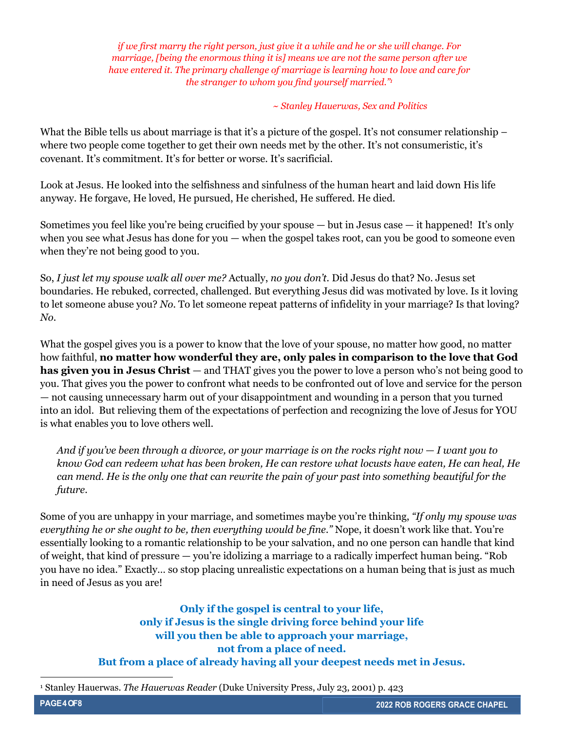*if we first marry the right person, just give it a while and he or she will change. For marriage, [being the enormous thing it is] means we are not the same person after we have entered it. The primary challenge of marriage is learning how to love and care for the stranger to whom you find yourself married."*[1]

*~ Stanley Hauerwas, Sex and Politics*

What the Bible tells us about marriage is that it's a picture of the gospel. It's not consumer relationship – where two people come together to get their own needs met by the other. It's not consumeristic, it's covenant. It's commitment. It's for better or worse. It's sacrificial.

Look at Jesus. He looked into the selfishness and sinfulness of the human heart and laid down His life anyway. He forgave, He loved, He pursued, He cherished, He suffered. He died.

Sometimes you feel like you're being crucified by your spouse — but in Jesus case — it happened! It's only when you see what Jesus has done for you — when the gospel takes root, can you be good to someone even when they're not being good to you.

So, *I just let my spouse walk all over me?* Actually, *no you don't.* Did Jesus do that? No. Jesus set boundaries. He rebuked, corrected, challenged. But everything Jesus did was motivated by love. Is it loving to let someone abuse you? *No.* To let someone repeat patterns of infidelity in your marriage? Is that loving? *No.*

What the gospel gives you is a power to know that the love of your spouse, no matter how good, no matter how faithful, **no matter how wonderful they are, only pales in comparison to the love that God has given you in Jesus Christ** — and THAT gives you the power to love a person who's not being good to you. That gives you the power to confront what needs to be confronted out of love and service for the person — not causing unnecessary harm out of your disappointment and wounding in a person that you turned into an idol. But relieving them of the expectations of perfection and recognizing the love of Jesus for YOU is what enables you to love others well.

> *And if you've been through a divorce, or your marriage is on the rocks right now — I want you to know God can redeem what has been broken, He can restore what locusts have eaten, He can heal, He can mend. He is the only one that can rewrite the pain of your past into something beautiful for the future.*

Some of you are unhappy in your marriage, and sometimes maybe you're thinking, *"If only my spouse was everything he or she ought to be, then everything would be fine."* Nope, it doesn't work like that. You're essentially looking to a romantic relationship to be your salvation, and no one person can handle that kind of weight, that kind of pressure — you're idolizing a marriage to a radically imperfect human being. "Rob you have no idea." Exactly… so stop placing unrealistic expectations on a human being that is just as much in need of Jesus as you are!

**Only if the gospel is central to your life,**
**only if Jesus is the single driving force behind your life**
**will you then be able to approach your marriage,**
**not from a place of need.**
**But from a place of already having all your deepest needs met in Jesus.**

---

[1] Stanley Hauerwas. *The Hauerwas Reader* (Duke University Press, July 23, 2001) p. 423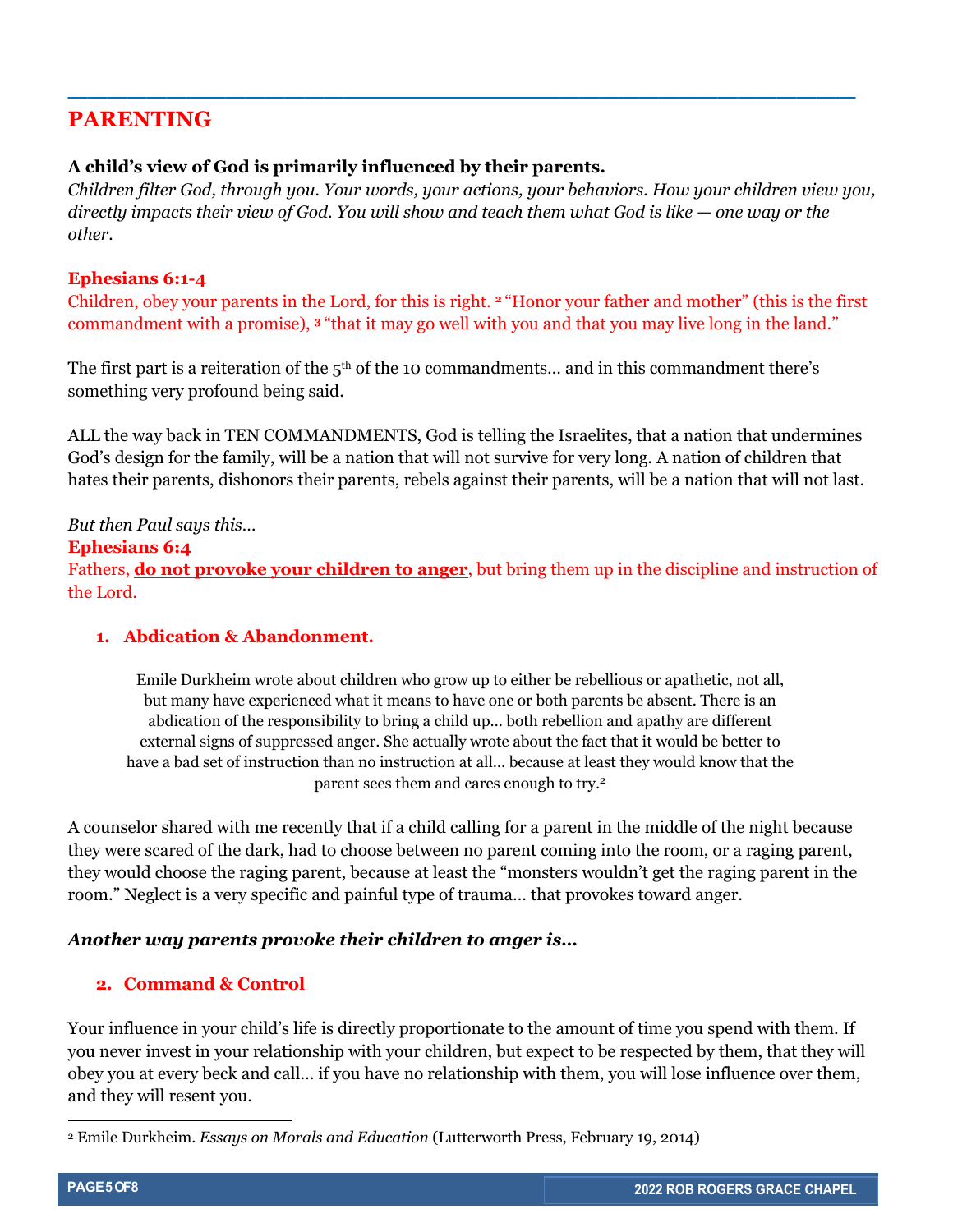## PARENTING

**A child's view of God is primarily influenced by their parents.**
*Children filter God, through you. Your words, your actions, your behaviors. How your children view you, directly impacts their view of God. You will show and teach them what God is like — one way or the other.*

**Ephesians 6:1-4**
Children, obey your parents in the Lord, for this is right. [2] "Honor your father and mother" (this is the first commandment with a promise), [3] "that it may go well with you and that you may live long in the land."

The first part is a reiteration of the 5th of the 10 commandments… and in this commandment there's something very profound being said.

ALL the way back in TEN COMMANDMENTS, God is telling the Israelites, that a nation that undermines God's design for the family, will be a nation that will not survive for very long. A nation of children that hates their parents, dishonors their parents, rebels against their parents, will be a nation that will not last.

*But then Paul says this…*
**Ephesians 6:4**
Fathers, **do not provoke your children to anger**, but bring them up in the discipline and instruction of the Lord.

1. **Abdication & Abandonment.**

> Emile Durkheim wrote about children who grow up to either be rebellious or apathetic, not all, but many have experienced what it means to have one or both parents be absent. There is an abdication of the responsibility to bring a child up… both rebellion and apathy are different external signs of suppressed anger. She actually wrote about the fact that it would be better to have a bad set of instruction than no instruction at all… because at least they would know that the parent sees them and cares enough to try.[2]

A counselor shared with me recently that if a child calling for a parent in the middle of the night because they were scared of the dark, had to choose between no parent coming into the room, or a raging parent, they would choose the raging parent, because at least the "monsters wouldn't get the raging parent in the room." Neglect is a very specific and painful type of trauma… that provokes toward anger.

***Another way parents provoke their children to anger is…***

2. **Command & Control**

Your influence in your child's life is directly proportionate to the amount of time you spend with them. If you never invest in your relationship with your children, but expect to be respected by them, that they will obey you at every beck and call… if you have no relationship with them, you will lose influence over them, and they will resent you.

---

[2] Emile Durkheim. *Essays on Morals and Education* (Lutterworth Press, February 19, 2014)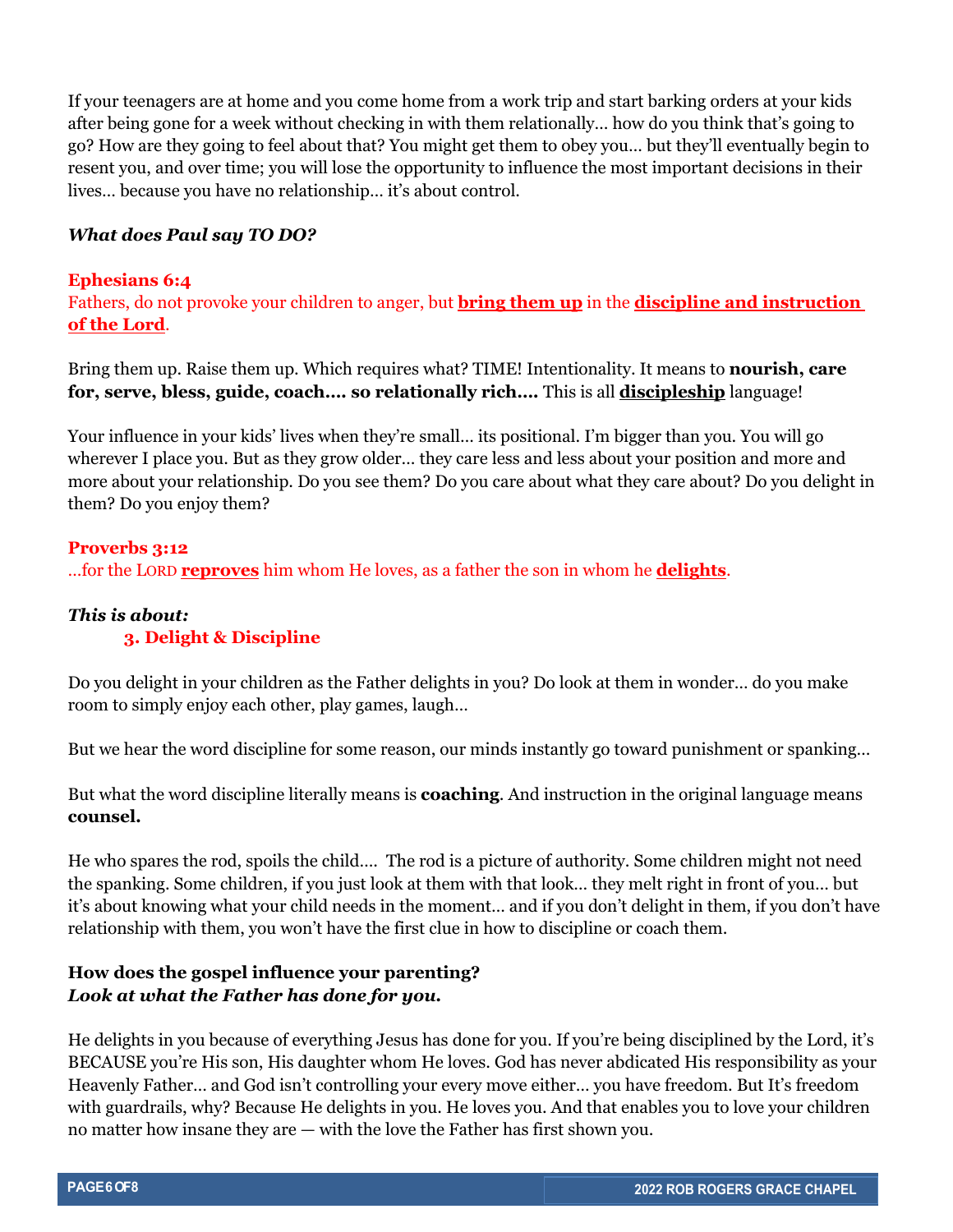If your teenagers are at home and you come home from a work trip and start barking orders at your kids after being gone for a week without checking in with them relationally… how do you think that's going to go? How are they going to feel about that? You might get them to obey you… but they'll eventually begin to resent you, and over time; you will lose the opportunity to influence the most important decisions in their lives… because you have no relationship… it's about control.

***What does Paul say TO DO?***

**Ephesians 6:4**
Fathers, do not provoke your children to anger, but **bring them up** in the **discipline and instruction of the Lord**.

Bring them up. Raise them up. Which requires what? TIME! Intentionality. It means to **nourish, care for, serve, bless, guide, coach…. so relationally rich….** This is all **discipleship** language!

Your influence in your kids' lives when they're small… its positional. I'm bigger than you. You will go wherever I place you. But as they grow older… they care less and less about your position and more and more about your relationship. Do you see them? Do you care about what they care about? Do you delight in them? Do you enjoy them?

**Proverbs 3:12**
…for the LORD **reproves** him whom He loves, as a father the son in whom he **delights**.

***This is about:***

**3. Delight & Discipline**

Do you delight in your children as the Father delights in you? Do look at them in wonder… do you make room to simply enjoy each other, play games, laugh…

But we hear the word discipline for some reason, our minds instantly go toward punishment or spanking…

But what the word discipline literally means is **coaching**. And instruction in the original language means **counsel.**

He who spares the rod, spoils the child…. The rod is a picture of authority. Some children might not need the spanking. Some children, if you just look at them with that look… they melt right in front of you… but it's about knowing what your child needs in the moment… and if you don't delight in them, if you don't have relationship with them, you won't have the first clue in how to discipline or coach them.

**How does the gospel influence your parenting?**
***Look at what the Father has done for you.***

He delights in you because of everything Jesus has done for you. If you're being disciplined by the Lord, it's BECAUSE you're His son, His daughter whom He loves. God has never abdicated His responsibility as your Heavenly Father… and God isn't controlling your every move either… you have freedom. But It's freedom with guardrails, why? Because He delights in you. He loves you. And that enables you to love your children no matter how insane they are — with the love the Father has first shown you.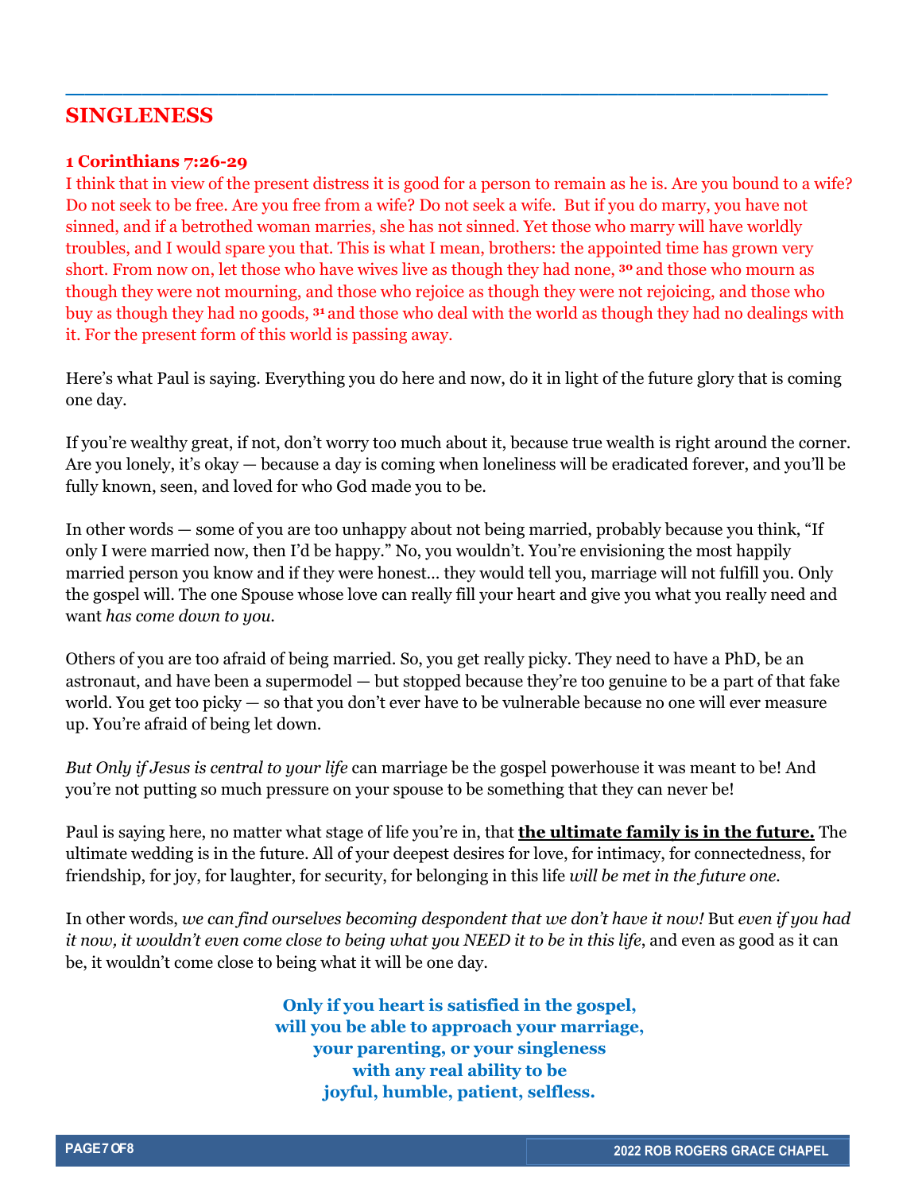## SINGLENESS

**1 Corinthians 7:26-29**

I think that in view of the present distress it is good for a person to remain as he is. Are you bound to a wife? Do not seek to be free. Are you free from a wife? Do not seek a wife. But if you do marry, you have not sinned, and if a betrothed woman marries, she has not sinned. Yet those who marry will have worldly troubles, and I would spare you that. This is what I mean, brothers: the appointed time has grown very short. From now on, let those who have wives live as though they had none, [30] and those who mourn as though they were not mourning, and those who rejoice as though they were not rejoicing, and those who buy as though they had no goods, [31] and those who deal with the world as though they had no dealings with it. For the present form of this world is passing away.

Here's what Paul is saying. Everything you do here and now, do it in light of the future glory that is coming one day.

If you're wealthy great, if not, don't worry too much about it, because true wealth is right around the corner. Are you lonely, it's okay — because a day is coming when loneliness will be eradicated forever, and you'll be fully known, seen, and loved for who God made you to be.

In other words — some of you are too unhappy about not being married, probably because you think, "If only I were married now, then I'd be happy." No, you wouldn't. You're envisioning the most happily married person you know and if they were honest… they would tell you, marriage will not fulfill you. Only the gospel will. The one Spouse whose love can really fill your heart and give you what you really need and want *has come down to you.*

Others of you are too afraid of being married. So, you get really picky. They need to have a PhD, be an astronaut, and have been a supermodel — but stopped because they're too genuine to be a part of that fake world. You get too picky — so that you don't ever have to be vulnerable because no one will ever measure up. You're afraid of being let down.

*But Only if Jesus is central to your life* can marriage be the gospel powerhouse it was meant to be! And you're not putting so much pressure on your spouse to be something that they can never be!

Paul is saying here, no matter what stage of life you're in, that **the ultimate family is in the future.** The ultimate wedding is in the future. All of your deepest desires for love, for intimacy, for connectedness, for friendship, for joy, for laughter, for security, for belonging in this life *will be met in the future one.*

In other words, *we can find ourselves becoming despondent that we don't have it now!* But *even if you had it now, it wouldn't even come close to being what you NEED it to be in this life*, and even as good as it can be, it wouldn't come close to being what it will be one day.

**Only if you heart is satisfied in the gospel,
will you be able to approach your marriage,
your parenting, or your singleness
with any real ability to be
joyful, humble, patient, selfless.**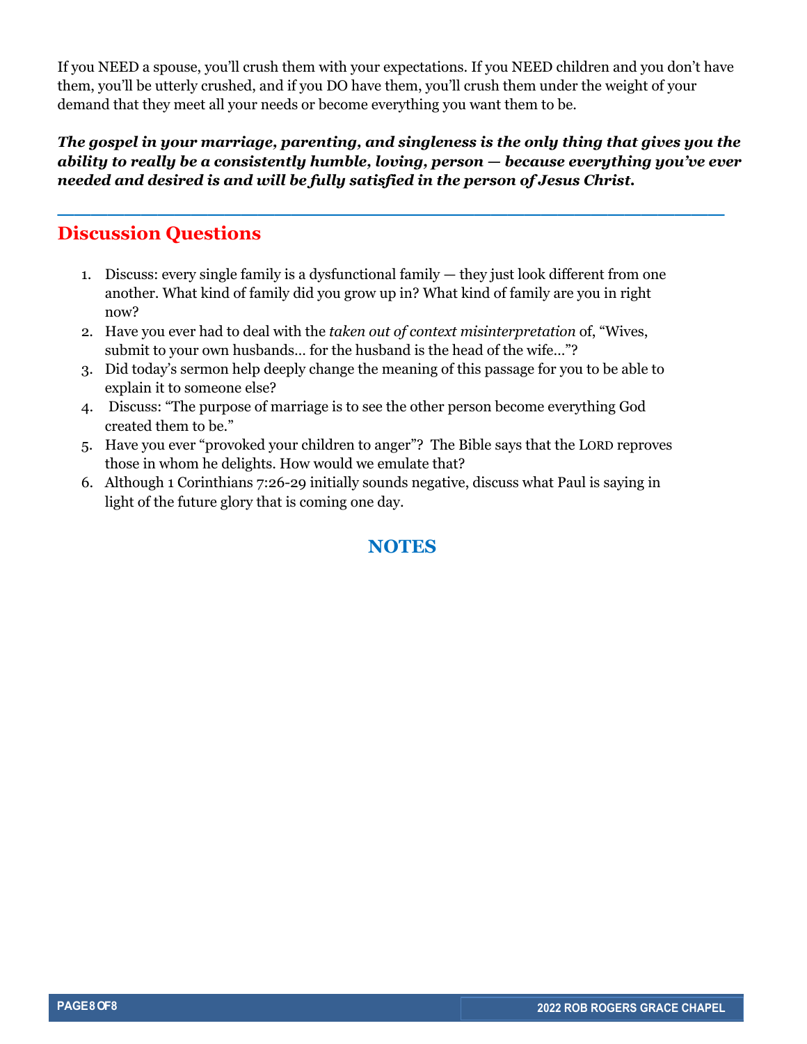If you NEED a spouse, you'll crush them with your expectations. If you NEED children and you don't have them, you'll be utterly crushed, and if you DO have them, you'll crush them under the weight of your demand that they meet all your needs or become everything you want them to be.

***The gospel in your marriage, parenting, and singleness is the only thing that gives you the ability to really be a consistently humble, loving, person — because everything you've ever needed and desired is and will be fully satisfied in the person of Jesus Christ.***

---

## Discussion Questions

1. Discuss: every single family is a dysfunctional family — they just look different from one another. What kind of family did you grow up in? What kind of family are you in right now?
2. Have you ever had to deal with the *taken out of context misinterpretation* of, "Wives, submit to your own husbands… for the husband is the head of the wife…"?
3. Did today's sermon help deeply change the meaning of this passage for you to be able to explain it to someone else?
4. Discuss: "The purpose of marriage is to see the other person become everything God created them to be."
5. Have you ever "provoked your children to anger"? The Bible says that the LORD reproves those in whom he delights. How would we emulate that?
6. Although 1 Corinthians 7:26-29 initially sounds negative, discuss what Paul is saying in light of the future glory that is coming one day.

## NOTES